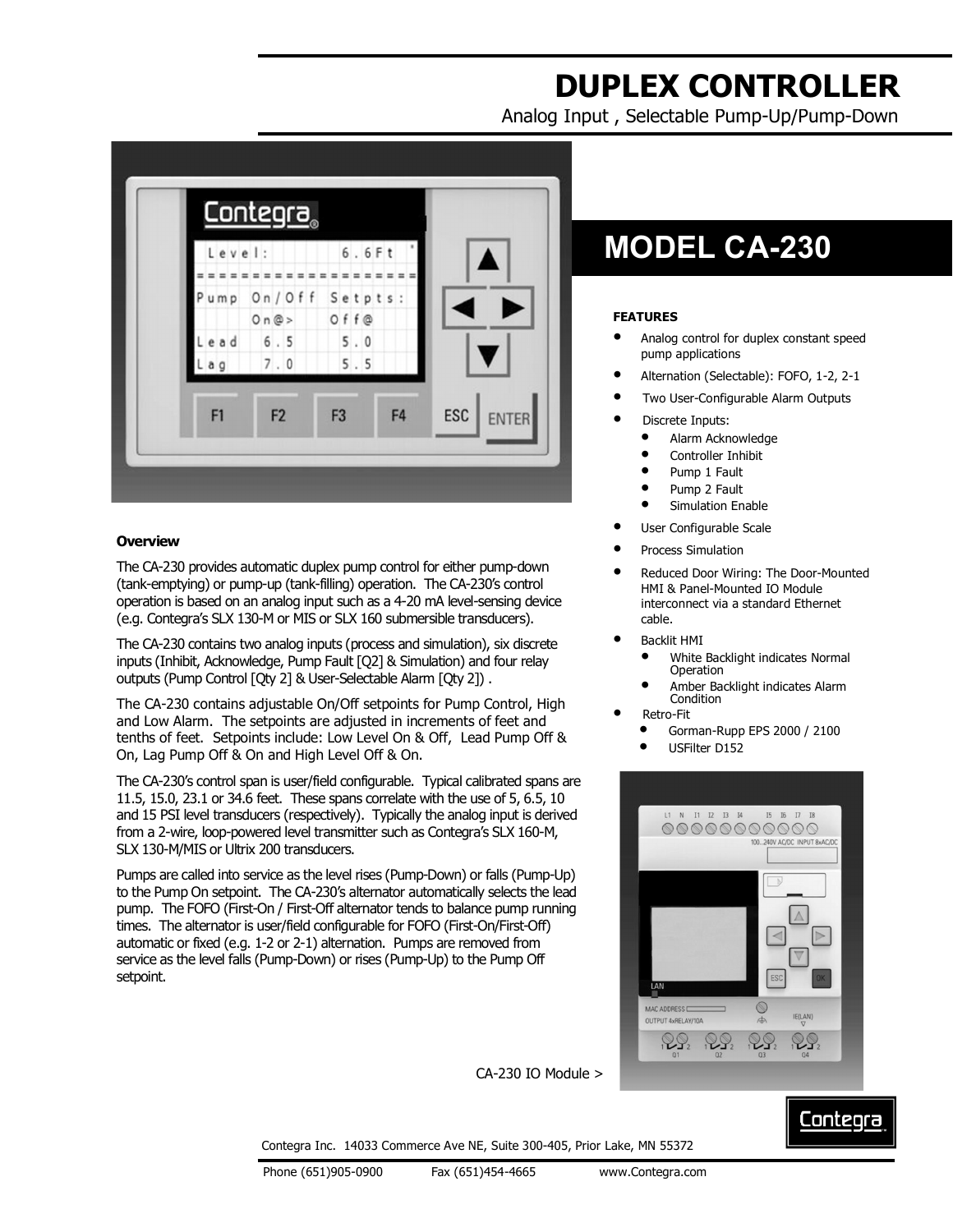# DUPLEX CONTROLLER

Analog Input , Selectable Pump-Up/Pump-Down

## MODEL CA-230

**FEATURES**

- Analog control for duplex constant speed pump applications
- Alternation (Selectable): FOFO, 1-2, 2-1
- Two User-Configurable Alarm Outputs
- Discrete Inputs:
  - Alarm Acknowledge
  - Controller Inhibit
  - Pump 1 Fault
  - Pump 2 Fault
  - Simulation Enable
- User Configurable Scale
- Process Simulation
- Reduced Door Wiring: The Door-Mounted HMI & Panel-Mounted IO Module interconnect via a standard Ethernet cable.
- Backlit HMI
  - White Backlight indicates Normal Operation
  - Amber Backlight indicates Alarm Condition
- Retro-Fit
  - Gorman-Rupp EPS 2000 / 2100
  - USFilter D152

### Overview

The CA-230 provides automatic duplex pump control for either pump-down (tank-emptying) or pump-up (tank-filling) operation. The CA-230's control operation is based on an analog input such as a 4-20 mA level-sensing device (e.g. Contegra's SLX 130-M or MIS or SLX 160 submersible transducers).

The CA-230 contains two analog inputs (process and simulation), six discrete inputs (Inhibit, Acknowledge, Pump Fault [Q2] & Simulation) and four relay outputs (Pump Control [Qty 2] & User-Selectable Alarm [Qty 2]) .

The CA-230 contains adjustable On/Off setpoints for Pump Control, High and Low Alarm. The setpoints are adjusted in increments of feet and tenths of feet. Setpoints include: Low Level On & Off, Lead Pump Off & On, Lag Pump Off & On and High Level Off & On.

The CA-230's control span is user/field configurable. Typical calibrated spans are 11.5, 15.0, 23.1 or 34.6 feet. These spans correlate with the use of 5, 6.5, 10 and 15 PSI level transducers (respectively). Typically the analog input is derived from a 2-wire, loop-powered level transmitter such as Contegra's SLX 160-M, SLX 130-M/MIS or Ultrix 200 transducers.

Pumps are called into service as the level rises (Pump-Down) or falls (Pump-Up) to the Pump On setpoint. The CA-230's alternator automatically selects the lead pump. The FOFO (First-On / First-Off alternator tends to balance pump running times. The alternator is user/field configurable for FOFO (First-On/First-Off) automatic or fixed (e.g. 1-2 or 2-1) alternation. Pumps are removed from service as the level falls (Pump-Down) or rises (Pump-Up) to the Pump Off setpoint.

CA-230 IO Module >

Contegra Inc. 14033 Commerce Ave NE, Suite 300-405, Prior Lake, MN 55372

Phone (651)905-0900 Fax (651)454-4665 www.Contegra.com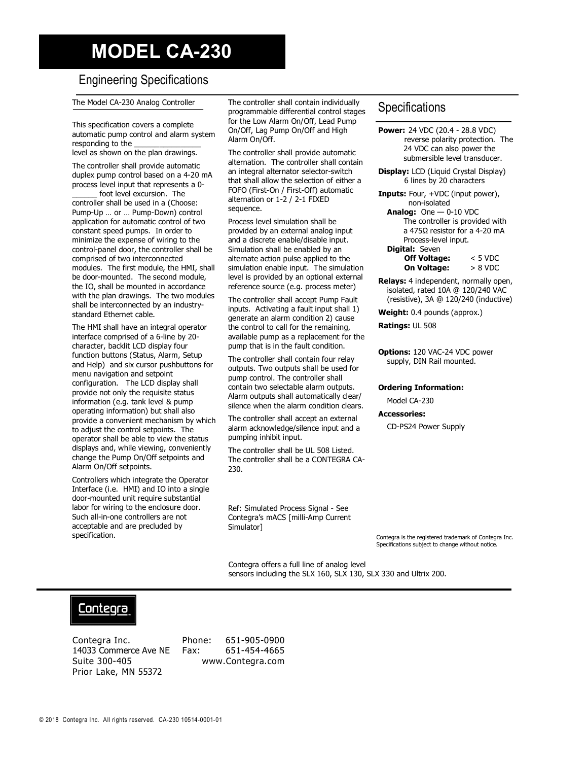# MODEL CA-230

## Engineering Specifications

### The Model CA-230 Analog Controller

This specification covers a complete automatic pump control and alarm system responding to the _______________ level as shown on the plan drawings.

The controller shall provide automatic duplex pump control based on a 4-20 mA process level input that represents a 0-______ foot level excursion. The controller shall be used in a (Choose: Pump-Up … or … Pump-Down) control application for automatic control of two constant speed pumps. In order to minimize the expense of wiring to the control-panel door, the controller shall be comprised of two interconnected modules. The first module, the HMI, shall be door-mounted. The second module, the IO, shall be mounted in accordance with the plan drawings. The two modules shall be interconnected by an industry-standard Ethernet cable.

The HMI shall have an integral operator interface comprised of a 6-line by 20-character, backlit LCD display four function buttons (Status, Alarm, Setup and Help) and six cursor pushbuttons for menu navigation and setpoint configuration. The LCD display shall provide not only the requisite status information (e.g. tank level & pump operating information) but shall also provide a convenient mechanism by which to adjust the control setpoints. The operator shall be able to view the status displays and, while viewing, conveniently change the Pump On/Off setpoints and Alarm On/Off setpoints.

Controllers which integrate the Operator Interface (i.e. HMI) and IO into a single door-mounted unit require substantial labor for wiring to the enclosure door. Such all-in-one controllers are not acceptable and are precluded by specification.

The controller shall contain individually programmable differential control stages for the Low Alarm On/Off, Lead Pump On/Off, Lag Pump On/Off and High Alarm On/Off.

The controller shall provide automatic alternation. The controller shall contain an integral alternator selector-switch that shall allow the selection of either a FOFO (First-On / First-Off) automatic alternation or 1-2 / 2-1 FIXED sequence.

Process level simulation shall be provided by an external analog input and a discrete enable/disable input. Simulation shall be enabled by an alternate action pulse applied to the simulation enable input. The simulation level is provided by an optional external reference source (e.g. process meter)

The controller shall accept Pump Fault inputs. Activating a fault input shall 1) generate an alarm condition 2) cause the control to call for the remaining, available pump as a replacement for the pump that is in the fault condition.

The controller shall contain four relay outputs. Two outputs shall be used for pump control. The controller shall contain two selectable alarm outputs. Alarm outputs shall automatically clear/ silence when the alarm condition clears.

The controller shall accept an external alarm acknowledge/silence input and a pumping inhibit input.

The controller shall be UL 508 Listed. The controller shall be a CONTEGRA CA-230.

Ref: Simulated Process Signal - See Contegra's mACS [milli-Amp Current Simulator]

## Specifications

**Power:** 24 VDC (20.4 - 28.8 VDC) reverse polarity protection. The 24 VDC can also power the submersible level transducer.

**Display:** LCD (Liquid Crystal Display) 6 lines by 20 characters

**Inputs:** Four, +VDC (input power), non-isolated

**Analog:** One — 0-10 VDC
The controller is provided with a 475Ω resistor for a 4-20 mA Process-level input.

**Digital:** Seven

| | |
|---|---|
| **Off Voltage:** | < 5 VDC |
| **On Voltage:** | > 8 VDC |

**Relays:** 4 independent, normally open, isolated, rated 10A @ 120/240 VAC (resistive), 3A @ 120/240 (inductive)

**Weight:** 0.4 pounds (approx.)

**Ratings:** UL 508

**Options:** 120 VAC-24 VDC power supply, DIN Rail mounted.

**Ordering Information:**

Model CA-230

**Accessories:**

CD-PS24 Power Supply

Contegra is the registered trademark of Contegra Inc. Specifications subject to change without notice.

Contegra offers a full line of analog level sensors including the SLX 160, SLX 130, SLX 330 and Ultrix 200.

Contegra

Contegra Inc.
14033 Commerce Ave NE
Suite 300-405
Prior Lake, MN 55372

Phone: 651-905-0900
Fax: 651-454-4665
www.Contegra.com

© 2018 Contegra Inc. All rights reserved. CA-230 10514-0001-01